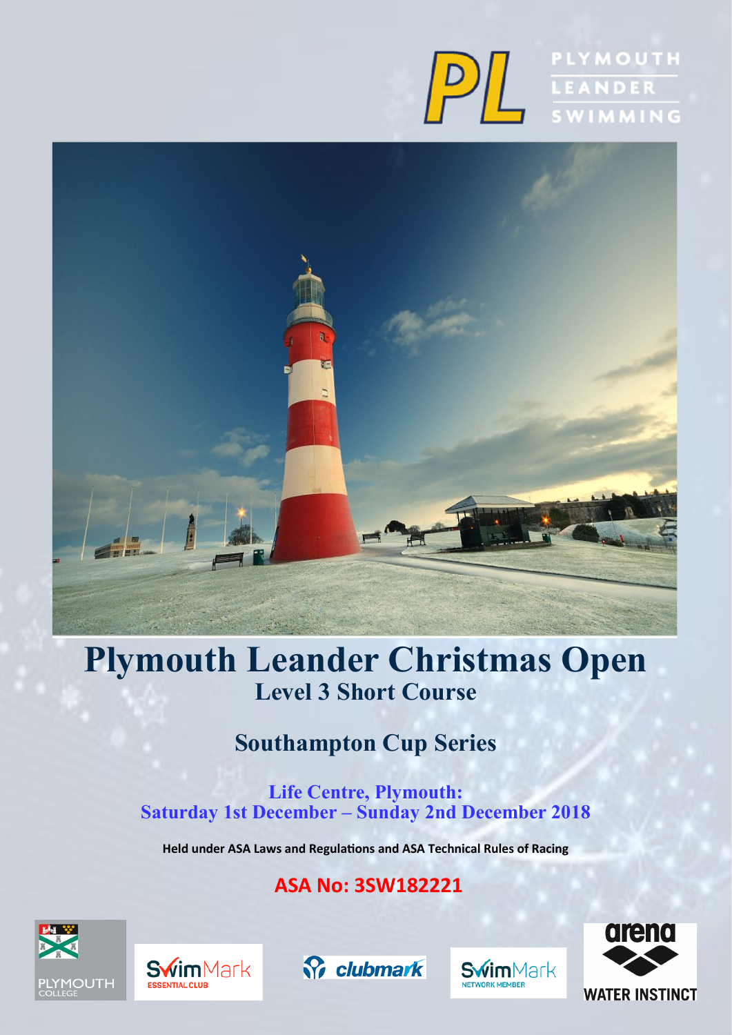# Plymouth Leander Christmas Open

## Level 3 Short Course

## Southampton Cup Series

**Life Centre, Plymouth:**
**Saturday 1st December – Sunday 2nd December 2018**

**Held under ASA Laws and Regulations and ASA Technical Rules of Racing**

**ASA No: 3SW182221**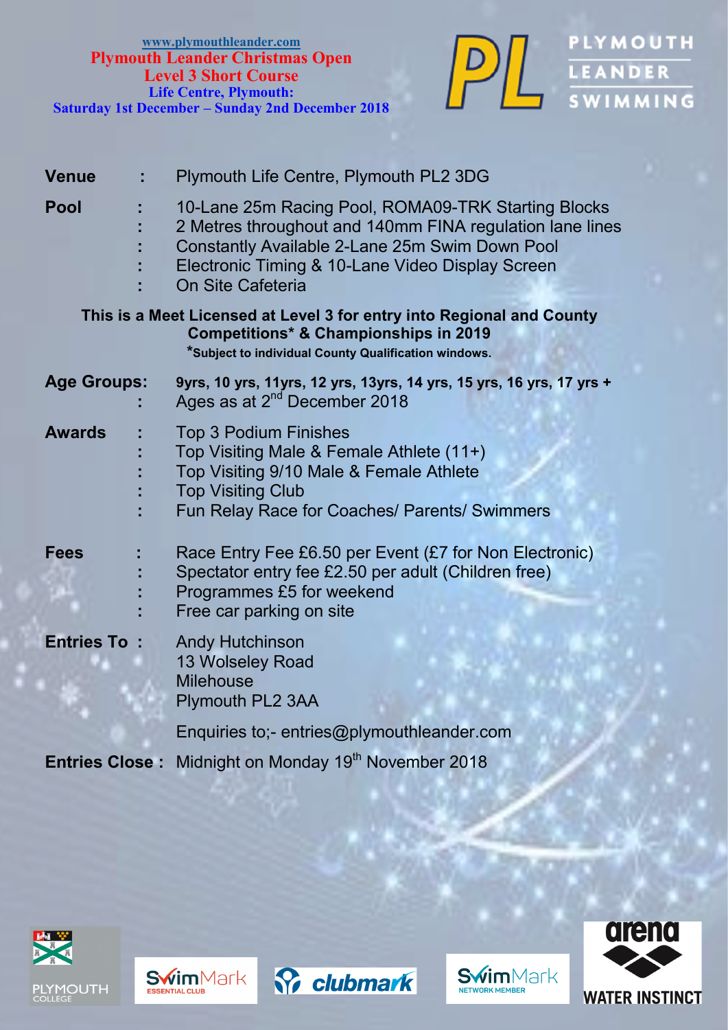www.plymouthleander.com

**Plymouth Leander Christmas Open**
**Level 3 Short Course**
**Life Centre, Plymouth:**
**Saturday 1st December – Sunday 2nd December 2018**

PLYMOUTH LEANDER SWIMMING

**Venue** : Plymouth Life Centre, Plymouth PL2 3DG

**Pool** :
- 10-Lane 25m Racing Pool, ROMA09-TRK Starting Blocks
- 2 Metres throughout and 140mm FINA regulation lane lines
- Constantly Available 2-Lane 25m Swim Down Pool
- Electronic Timing & 10-Lane Video Display Screen
- On Site Cafeteria

**This is a Meet Licensed at Level 3 for entry into Regional and County Competitions\* & Championships in 2019**
**\*Subject to individual County Qualification windows.**

**Age Groups:** **9yrs, 10 yrs, 11yrs, 12 yrs, 13yrs, 14 yrs, 15 yrs, 16 yrs, 17 yrs +**
: Ages as at 2nd December 2018

**Awards** :
- Top 3 Podium Finishes
- Top Visiting Male & Female Athlete (11+)
- Top Visiting 9/10 Male & Female Athlete
- Top Visiting Club
- Fun Relay Race for Coaches/ Parents/ Swimmers

**Fees** :
- Race Entry Fee £6.50 per Event (£7 for Non Electronic)
- Spectator entry fee £2.50 per adult (Children free)
- Programmes £5 for weekend
- Free car parking on site

**Entries To** :
Andy Hutchinson
13 Wolseley Road
Milehouse
Plymouth PL2 3AA

Enquiries to;- entries@plymouthleander.com

**Entries Close** : Midnight on Monday 19th November 2018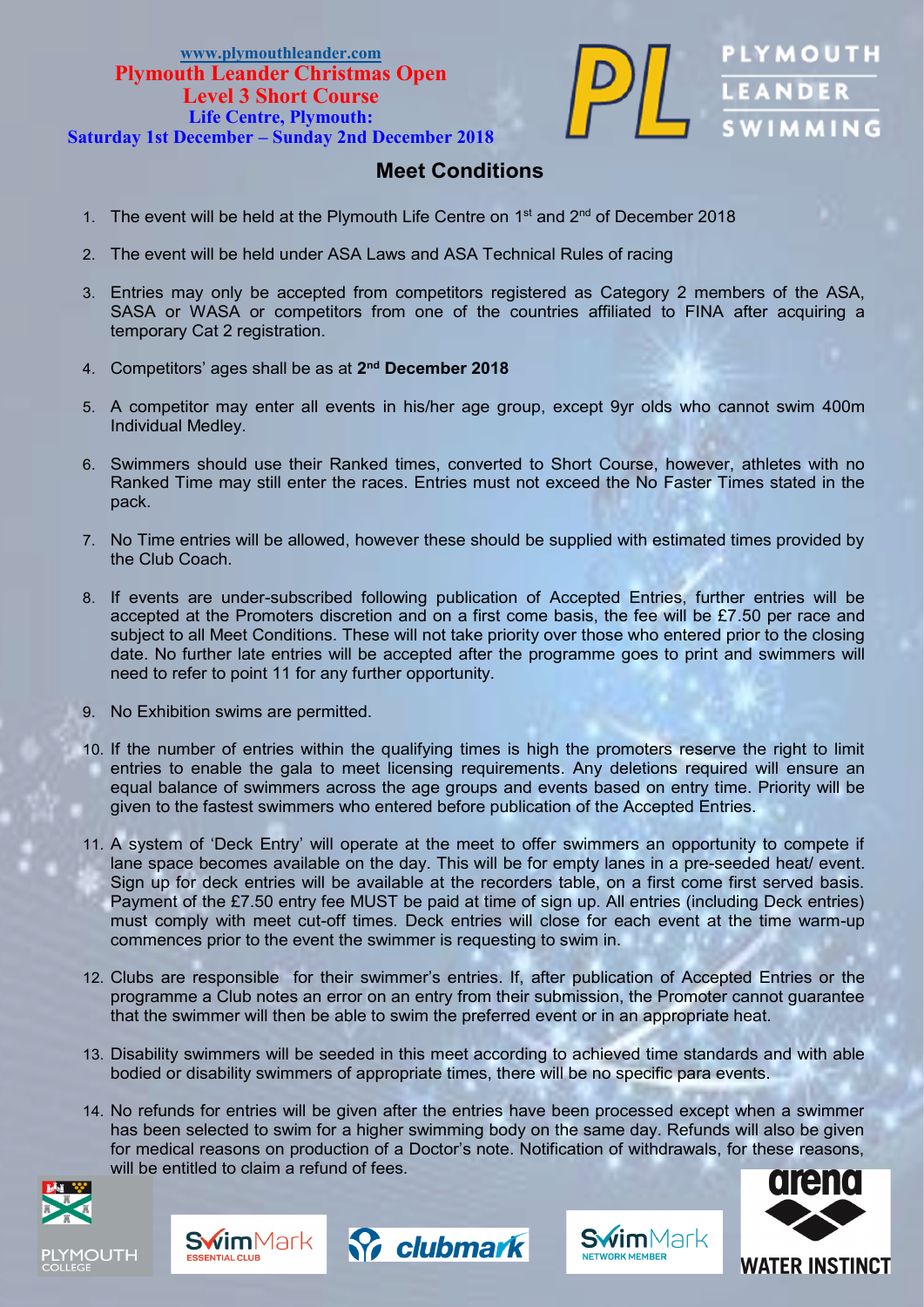www.plymouthleander.com

**Plymouth Leander Christmas Open**
**Level 3 Short Course**
**Life Centre, Plymouth:**
**Saturday 1st December – Sunday 2nd December 2018**

PLYMOUTH LEANDER SWIMMING

## Meet Conditions

1. The event will be held at the Plymouth Life Centre on 1st and 2nd of December 2018
2. The event will be held under ASA Laws and ASA Technical Rules of racing
3. Entries may only be accepted from competitors registered as Category 2 members of the ASA, SASA or WASA or competitors from one of the countries affiliated to FINA after acquiring a temporary Cat 2 registration.
4. Competitors' ages shall be as at **2nd December 2018**
5. A competitor may enter all events in his/her age group, except 9yr olds who cannot swim 400m Individual Medley.
6. Swimmers should use their Ranked times, converted to Short Course, however, athletes with no Ranked Time may still enter the races. Entries must not exceed the No Faster Times stated in the pack.
7. No Time entries will be allowed, however these should be supplied with estimated times provided by the Club Coach.
8. If events are under-subscribed following publication of Accepted Entries, further entries will be accepted at the Promoters discretion and on a first come basis, the fee will be £7.50 per race and subject to all Meet Conditions. These will not take priority over those who entered prior to the closing date. No further late entries will be accepted after the programme goes to print and swimmers will need to refer to point 11 for any further opportunity.
9. No Exhibition swims are permitted.
10. If the number of entries within the qualifying times is high the promoters reserve the right to limit entries to enable the gala to meet licensing requirements. Any deletions required will ensure an equal balance of swimmers across the age groups and events based on entry time. Priority will be given to the fastest swimmers who entered before publication of the Accepted Entries.
11. A system of 'Deck Entry' will operate at the meet to offer swimmers an opportunity to compete if lane space becomes available on the day. This will be for empty lanes in a pre-seeded heat/ event. Sign up for deck entries will be available at the recorders table, on a first come first served basis. Payment of the £7.50 entry fee MUST be paid at time of sign up. All entries (including Deck entries) must comply with meet cut-off times. Deck entries will close for each event at the time warm-up commences prior to the event the swimmer is requesting to swim in.
12. Clubs are responsible for their swimmer's entries. If, after publication of Accepted Entries or the programme a Club notes an error on an entry from their submission, the Promoter cannot guarantee that the swimmer will then be able to swim the preferred event or in an appropriate heat.
13. Disability swimmers will be seeded in this meet according to achieved time standards and with able bodied or disability swimmers of appropriate times, there will be no specific para events.
14. No refunds for entries will be given after the entries have been processed except when a swimmer has been selected to swim for a higher swimming body on the same day. Refunds will also be given for medical reasons on production of a Doctor's note. Notification of withdrawals, for these reasons, will be entitled to claim a refund of fees.

PLYMOUTH COLLEGE | SwimMark ESSENTIAL CLUB | clubmark | SwimMark NETWORK MEMBER | arena WATER INSTINCT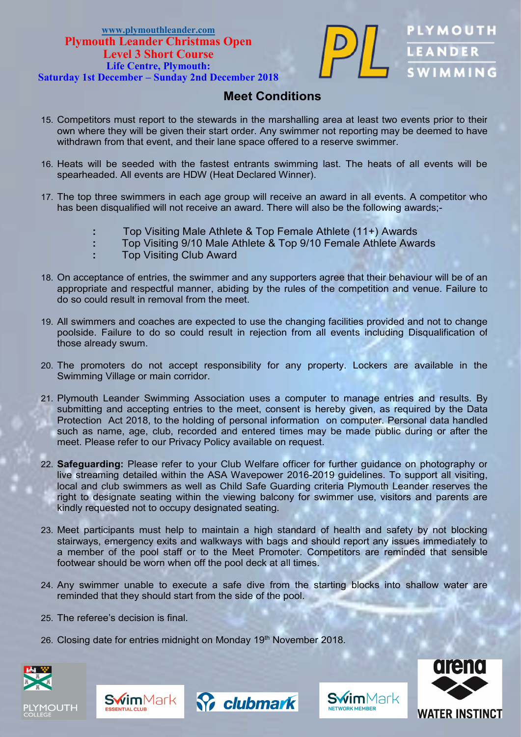www.plymouthleander.com
**Plymouth Leander Christmas Open**
**Level 3 Short Course**
**Life Centre, Plymouth:**
**Saturday 1st December – Sunday 2nd December 2018**

PLYMOUTH LEANDER SWIMMING

## Meet Conditions

15. Competitors must report to the stewards in the marshalling area at least two events prior to their own where they will be given their start order. Any swimmer not reporting may be deemed to have withdrawn from that event, and their lane space offered to a reserve swimmer.

16. Heats will be seeded with the fastest entrants swimming last. The heats of all events will be spearheaded. All events are HDW (Heat Declared Winner).

17. The top three swimmers in each age group will receive an award in all events. A competitor who has been disqualified will not receive an award. There will also be the following awards;-

    - Top Visiting Male Athlete & Top Female Athlete (11+) Awards
    - Top Visiting 9/10 Male Athlete & Top 9/10 Female Athlete Awards
    - Top Visiting Club Award

18. On acceptance of entries, the swimmer and any supporters agree that their behaviour will be of an appropriate and respectful manner, abiding by the rules of the competition and venue. Failure to do so could result in removal from the meet.

19. All swimmers and coaches are expected to use the changing facilities provided and not to change poolside. Failure to do so could result in rejection from all events including Disqualification of those already swum.

20. The promoters do not accept responsibility for any property. Lockers are available in the Swimming Village or main corridor.

21. Plymouth Leander Swimming Association uses a computer to manage entries and results. By submitting and accepting entries to the meet, consent is hereby given, as required by the Data Protection Act 2018, to the holding of personal information on computer. Personal data handled such as name, age, club, recorded and entered times may be made public during or after the meet. Please refer to our Privacy Policy available on request.

22. **Safeguarding:** Please refer to your Club Welfare officer for further guidance on photography or live streaming detailed within the ASA Wavepower 2016-2019 guidelines. To support all visiting, local and club swimmers as well as Child Safe Guarding criteria Plymouth Leander reserves the right to designate seating within the viewing balcony for swimmer use, visitors and parents are kindly requested not to occupy designated seating.

23. Meet participants must help to maintain a high standard of health and safety by not blocking stairways, emergency exits and walkways with bags and should report any issues immediately to a member of the pool staff or to the Meet Promoter. Competitors are reminded that sensible footwear should be worn when off the pool deck at all times.

24. Any swimmer unable to execute a safe dive from the starting blocks into shallow water are reminded that they should start from the side of the pool.

25. The referee's decision is final.

26. Closing date for entries midnight on Monday 19th November 2018.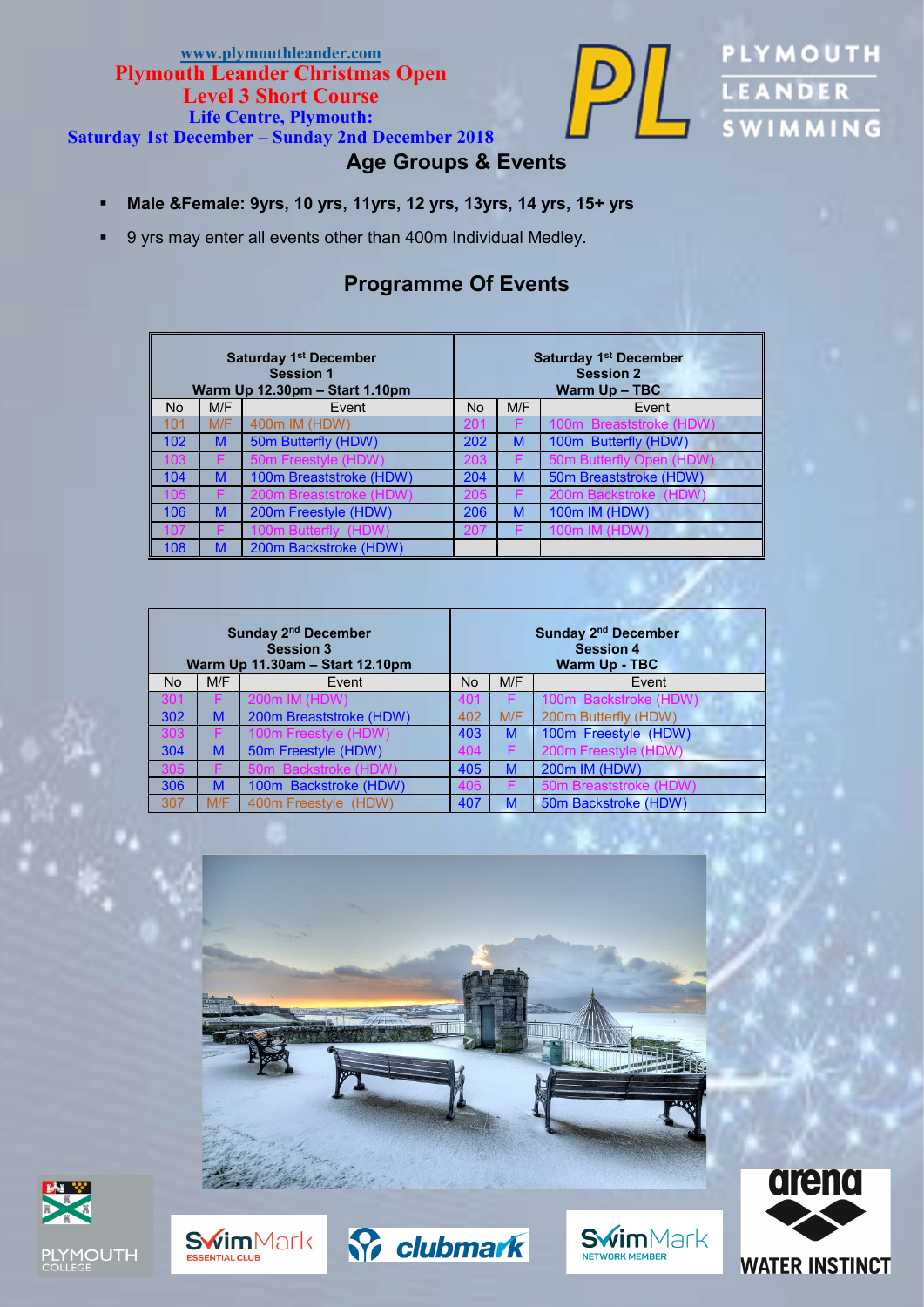www.plymouthleander.com

# Plymouth Leander Christmas Open

## Level 3 Short Course

### Life Centre, Plymouth:

### Saturday 1st December – Sunday 2nd December 2018

PLYMOUTH LEANDER SWIMMING

## Age Groups & Events

- **Male &Female: 9yrs, 10 yrs, 11yrs, 12 yrs, 13yrs, 14 yrs, 15+ yrs**
- 9 yrs may enter all events other than 400m Individual Medley.

## Programme Of Events

| Saturday 1st December Session 1 Warm Up 12.30pm – Start 1.10pm | | | Saturday 1st December Session 2 Warm Up – TBC | | |
|---|---|---|---|---|---|
| No | M/F | Event | No | M/F | Event |
| 101 | M/F | 400m IM (HDW) | 201 | F | 100m Breaststroke (HDW) |
| 102 | M | 50m Butterfly (HDW) | 202 | M | 100m Butterfly (HDW) |
| 103 | F | 50m Freestyle (HDW) | 203 | F | 50m Butterfly Open (HDW) |
| 104 | M | 100m Breaststroke (HDW) | 204 | M | 50m Breaststroke (HDW) |
| 105 | F | 200m Breaststroke (HDW) | 205 | F | 200m Backstroke (HDW) |
| 106 | M | 200m Freestyle (HDW) | 206 | M | 100m IM (HDW) |
| 107 | F | 100m Butterfly (HDW) | 207 | F | 100m IM (HDW) |
| 108 | M | 200m Backstroke (HDW) | | | |

| Sunday 2nd December Session 3 Warm Up 11.30am – Start 12.10pm | | | Sunday 2nd December Session 4 Warm Up - TBC | | |
|---|---|---|---|---|---|
| No | M/F | Event | No | M/F | Event |
| 301 | F | 200m IM (HDW) | 401 | F | 100m Backstroke (HDW) |
| 302 | M | 200m Breaststroke (HDW) | 402 | M/F | 200m Butterfly (HDW) |
| 303 | F | 100m Freestyle (HDW) | 403 | M | 100m Freestyle (HDW) |
| 304 | M | 50m Freestyle (HDW) | 404 | F | 200m Freestyle (HDW) |
| 305 | F | 50m Backstroke (HDW) | 405 | M | 200m IM (HDW) |
| 306 | M | 100m Backstroke (HDW) | 406 | F | 50m Breaststroke (HDW) |
| 307 | M/F | 400m Freestyle (HDW) | 407 | M | 50m Backstroke (HDW) |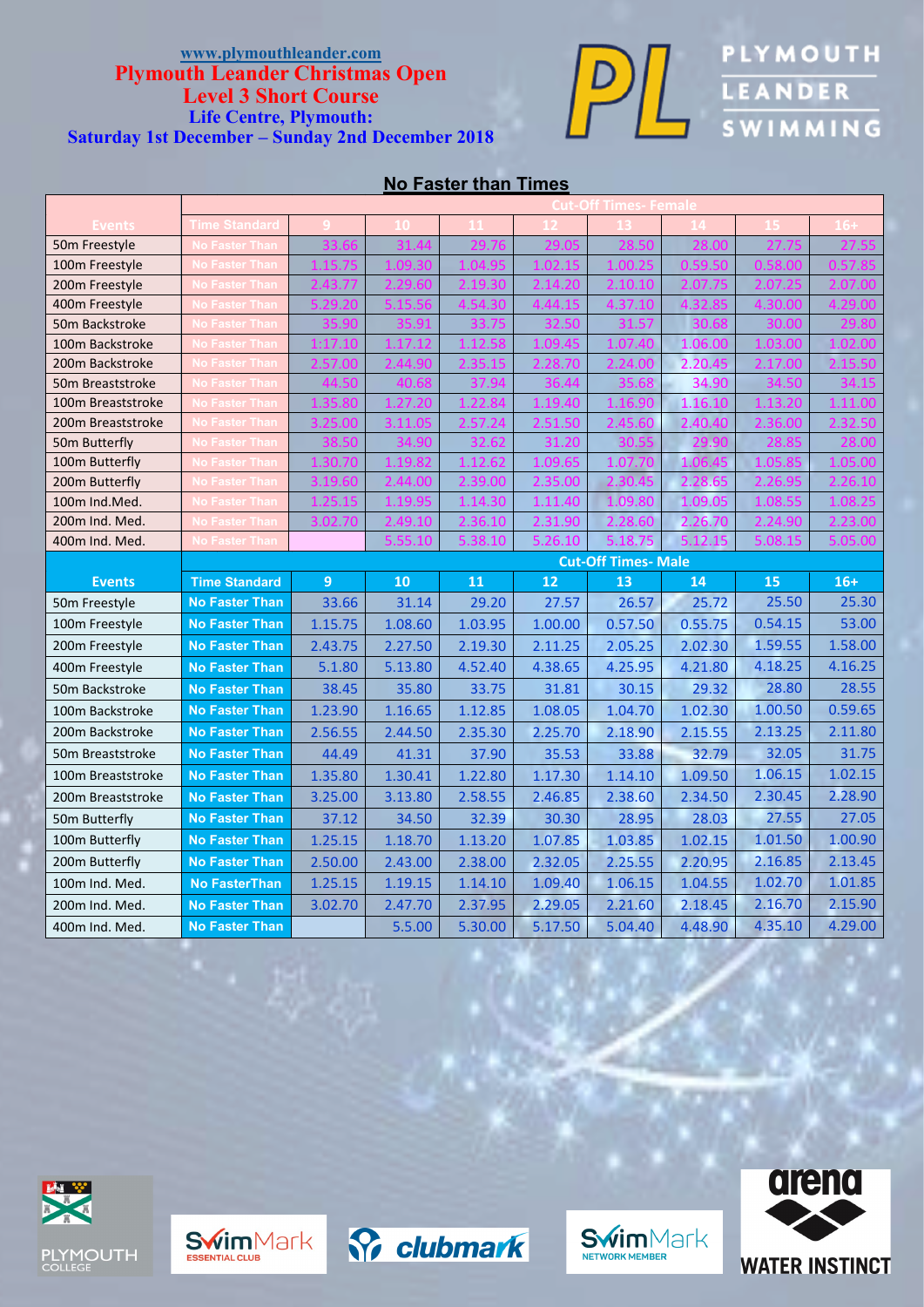www.plymouthleander.com

**Plymouth Leander Christmas Open**
**Level 3 Short Course**
**Life Centre, Plymouth:**
**Saturday 1st December – Sunday 2nd December 2018**

PLYMOUTH LEANDER SWIMMING

## No Faster than Times

| Events | Time Standard | Cut-Off Times- Female | | | | | | | |
|---|---|---|---|---|---|---|---|---|---|
| | | 9 | 10 | 11 | 12 | 13 | 14 | 15 | 16+ |
| 50m Freestyle | No Faster Than | 33.66 | 31.44 | 29.76 | 29.05 | 28.50 | 28.00 | 27.75 | 27.55 |
| 100m Freestyle | No Faster Than | 1.15.75 | 1.09.30 | 1.04.95 | 1.02.15 | 1.00.25 | 0.59.50 | 0.58.00 | 0.57.85 |
| 200m Freestyle | No Faster Than | 2.43.77 | 2.29.60 | 2.19.30 | 2.14.20 | 2.10.10 | 2.07.75 | 2.07.25 | 2.07.00 |
| 400m Freestyle | No Faster Than | 5.29.20 | 5.15.56 | 4.54.30 | 4.44.15 | 4.37.10 | 4.32.85 | 4.30.00 | 4.29.00 |
| 50m Backstroke | No Faster Than | 35.90 | 35.91 | 33.75 | 32.50 | 31.57 | 30.68 | 30.00 | 29.80 |
| 100m Backstroke | No Faster Than | 1:17.10 | 1.17.12 | 1.12.58 | 1.09.45 | 1.07.40 | 1.06.00 | 1.03.00 | 1.02.00 |
| 200m Backstroke | No Faster Than | 2.57.00 | 2.44.90 | 2.35.15 | 2.28.70 | 2.24.00 | 2.20.45 | 2.17.00 | 2.15.50 |
| 50m Breaststroke | No Faster Than | 44.50 | 40.68 | 37.94 | 36.44 | 35.68 | 34.90 | 34.50 | 34.15 |
| 100m Breaststroke | No Faster Than | 1.35.80 | 1.27.20 | 1.22.84 | 1.19.40 | 1.16.90 | 1.16.10 | 1.13.20 | 1.11.00 |
| 200m Breaststroke | No Faster Than | 3.25.00 | 3.11.05 | 2.57.24 | 2.51.50 | 2.45.60 | 2.40.40 | 2.36.00 | 2.32.50 |
| 50m Butterfly | No Faster Than | 38.50 | 34.90 | 32.62 | 31.20 | 30.55 | 29.90 | 28.85 | 28.00 |
| 100m Butterfly | No Faster Than | 1.30.70 | 1.19.82 | 1.12.62 | 1.09.65 | 1.07.70 | 1.06.45 | 1.05.85 | 1.05.00 |
| 200m Butterfly | No Faster Than | 3.19.60 | 2.44.00 | 2.39.00 | 2.35.00 | 2.30.45 | 2.28.65 | 2.26.95 | 2.26.10 |
| 100m Ind.Med. | No Faster Than | 1.25.15 | 1.19.95 | 1.14.30 | 1.11.40 | 1.09.80 | 1.09.05 | 1.08.55 | 1.08.25 |
| 200m Ind. Med. | No Faster Than | 3.02.70 | 2.49.10 | 2.36.10 | 2.31.90 | 2.28.60 | 2.26.70 | 2.24.90 | 2.23.00 |
| 400m Ind. Med. | No Faster Than | | 5.55.10 | 5.38.10 | 5.26.10 | 5.18.75 | 5.12.15 | 5.08.15 | 5.05.00 |

| Events | Time Standard | Cut-Off Times- Male | | | | | | | |
|---|---|---|---|---|---|---|---|---|---|
| | | 9 | 10 | 11 | 12 | 13 | 14 | 15 | 16+ |
| 50m Freestyle | No Faster Than | 33.66 | 31.14 | 29.20 | 27.57 | 26.57 | 25.72 | 25.50 | 25.30 |
| 100m Freestyle | No Faster Than | 1.15.75 | 1.08.60 | 1.03.95 | 1.00.00 | 0.57.50 | 0.55.75 | 0.54.15 | 53.00 |
| 200m Freestyle | No Faster Than | 2.43.75 | 2.27.50 | 2.19.30 | 2.11.25 | 2.05.25 | 2.02.30 | 1.59.55 | 1.58.00 |
| 400m Freestyle | No Faster Than | 5.1.80 | 5.13.80 | 4.52.40 | 4.38.65 | 4.25.95 | 4.21.80 | 4.18.25 | 4.16.25 |
| 50m Backstroke | No Faster Than | 38.45 | 35.80 | 33.75 | 31.81 | 30.15 | 29.32 | 28.80 | 28.55 |
| 100m Backstroke | No Faster Than | 1.23.90 | 1.16.65 | 1.12.85 | 1.08.05 | 1.04.70 | 1.02.30 | 1.00.50 | 0.59.65 |
| 200m Backstroke | No Faster Than | 2.56.55 | 2.44.50 | 2.35.30 | 2.25.70 | 2.18.90 | 2.15.55 | 2.13.25 | 2.11.80 |
| 50m Breaststroke | No Faster Than | 44.49 | 41.31 | 37.90 | 35.53 | 33.88 | 32.79 | 32.05 | 31.75 |
| 100m Breaststroke | No Faster Than | 1.35.80 | 1.30.41 | 1.22.80 | 1.17.30 | 1.14.10 | 1.09.50 | 1.06.15 | 1.02.15 |
| 200m Breaststroke | No Faster Than | 3.25.00 | 3.13.80 | 2.58.55 | 2.46.85 | 2.38.60 | 2.34.50 | 2.30.45 | 2.28.90 |
| 50m Butterfly | No Faster Than | 37.12 | 34.50 | 32.39 | 30.30 | 28.95 | 28.03 | 27.55 | 27.05 |
| 100m Butterfly | No Faster Than | 1.25.15 | 1.18.70 | 1.13.20 | 1.07.85 | 1.03.85 | 1.02.15 | 1.01.50 | 1.00.90 |
| 200m Butterfly | No Faster Than | 2.50.00 | 2.43.00 | 2.38.00 | 2.32.05 | 2.25.55 | 2.20.95 | 2.16.85 | 2.13.45 |
| 100m Ind. Med. | No FasterThan | 1.25.15 | 1.19.15 | 1.14.10 | 1.09.40 | 1.06.15 | 1.04.55 | 1.02.70 | 1.01.85 |
| 200m Ind. Med. | No Faster Than | 3.02.70 | 2.47.70 | 2.37.95 | 2.29.05 | 2.21.60 | 2.18.45 | 2.16.70 | 2.15.90 |
| 400m Ind. Med. | No Faster Than | | 5.5.00 | 5.30.00 | 5.17.50 | 5.04.40 | 4.48.90 | 4.35.10 | 4.29.00 |

PLYMOUTH COLLEGE

SwimMark ESSENTIAL CLUB

clubmark

SwimMark NETWORK MEMBER

arena WATER INSTINCT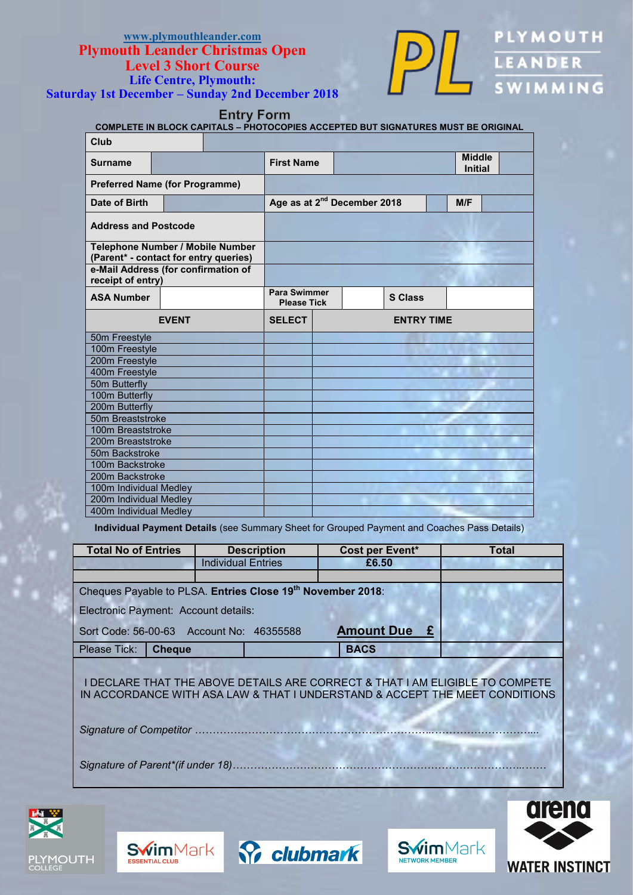www.plymouthleander.com

# Plymouth Leander Christmas Open
## Level 3 Short Course
### Life Centre, Plymouth:
### Saturday 1st December – Sunday 2nd December 2018

PLYMOUTH LEANDER SWIMMING

## Entry Form

**COMPLETE IN BLOCK CAPITALS – PHOTOCOPIES ACCEPTED BUT SIGNATURES MUST BE ORIGINAL**

| **Club** | | | | | |
|---|---|---|---|---|---|
| **Surname** | | **First Name** | | **Middle Initial** | |
| **Preferred Name (for Programme)** | | | | | |
| **Date of Birth** | | **Age as at 2nd December 2018** | | **M/F** | |
| **Address and Postcode** | | | | | |
| **Telephone Number / Mobile Number (Parent* - contact for entry queries)** | | | | | |
| **e-Mail Address (for confirmation of receipt of entry)** | | | | | |
| **ASA Number** | | **Para Swimmer Please Tick** | | **S Class** | |

| EVENT | SELECT | ENTRY TIME |
|---|---|---|
| 50m Freestyle | | |
| 100m Freestyle | | |
| 200m Freestyle | | |
| 400m Freestyle | | |
| 50m Butterfly | | |
| 100m Butterfly | | |
| 200m Butterfly | | |
| 50m Breaststroke | | |
| 100m Breaststroke | | |
| 200m Breaststroke | | |
| 50m Backstroke | | |
| 100m Backstroke | | |
| 200m Backstroke | | |
| 100m Individual Medley | | |
| 200m Individual Medley | | |
| 400m Individual Medley | | |

**Individual Payment Details** (see Summary Sheet for Grouped Payment and Coaches Pass Details)

| Total No of Entries | Description | Cost per Event* | Total |
|---|---|---|---|
| | Individual Entries | £6.50 | |
| | | | |

Cheques Payable to PLSA. **Entries Close 19th November 2018**:

Electronic Payment: Account details:

Sort Code: 56-00-63 Account No: 46355588 **Amount Due £**

Please Tick: **Cheque** **BACS**

I DECLARE THAT THE ABOVE DETAILS ARE CORRECT & THAT I AM ELIGIBLE TO COMPETE IN ACCORDANCE WITH ASA LAW & THAT I UNDERSTAND & ACCEPT THE MEET CONDITIONS

*Signature of Competitor* ……………………………………………………………………………………….

*Signature of Parent*(if under 18)*……………………………………………………………………………….

PLYMOUTH COLLEGE SwimMark ESSENTIAL CLUB clubmark SwimMark NETWORK MEMBER arena WATER INSTINCT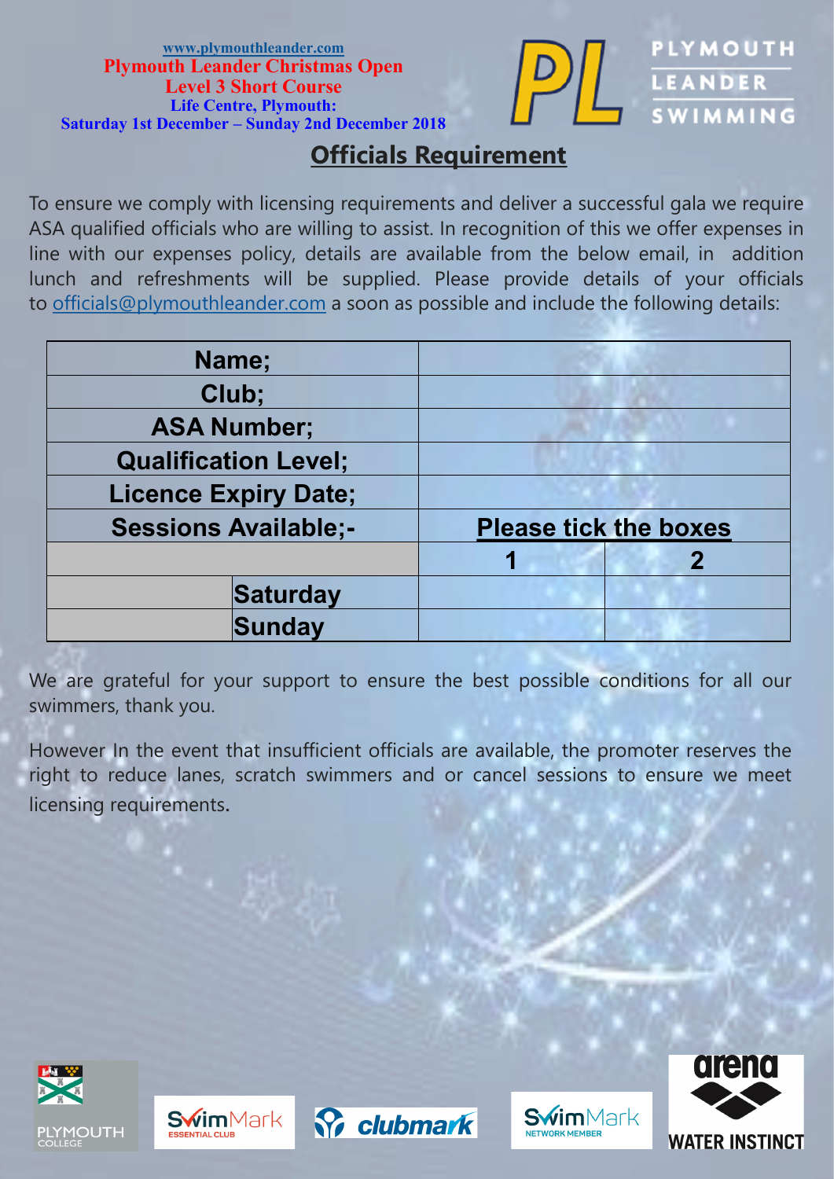www.plymouthleander.com
**Plymouth Leander Christmas Open**
**Level 3 Short Course**
**Life Centre, Plymouth:**
**Saturday 1st December – Sunday 2nd December 2018**

PLYMOUTH LEANDER SWIMMING

## Officials Requirement

To ensure we comply with licensing requirements and deliver a successful gala we require ASA qualified officials who are willing to assist. In recognition of this we offer expenses in line with our expenses policy, details are available from the below email, in addition lunch and refreshments will be supplied. Please provide details of your officials to officials@plymouthleander.com a soon as possible and include the following details:

| Name; | | |
|---|---|---|
| Club; | | |
| ASA Number; | | |
| Qualification Level; | | |
| Licence Expiry Date; | | |
| Sessions Available;- | Please tick the boxes | |
| | 1 | 2 |
| Saturday | | |
| Sunday | | |

We are grateful for your support to ensure the best possible conditions for all our swimmers, thank you.

However In the event that insufficient officials are available, the promoter reserves the right to reduce lanes, scratch swimmers and or cancel sessions to ensure we meet licensing requirements.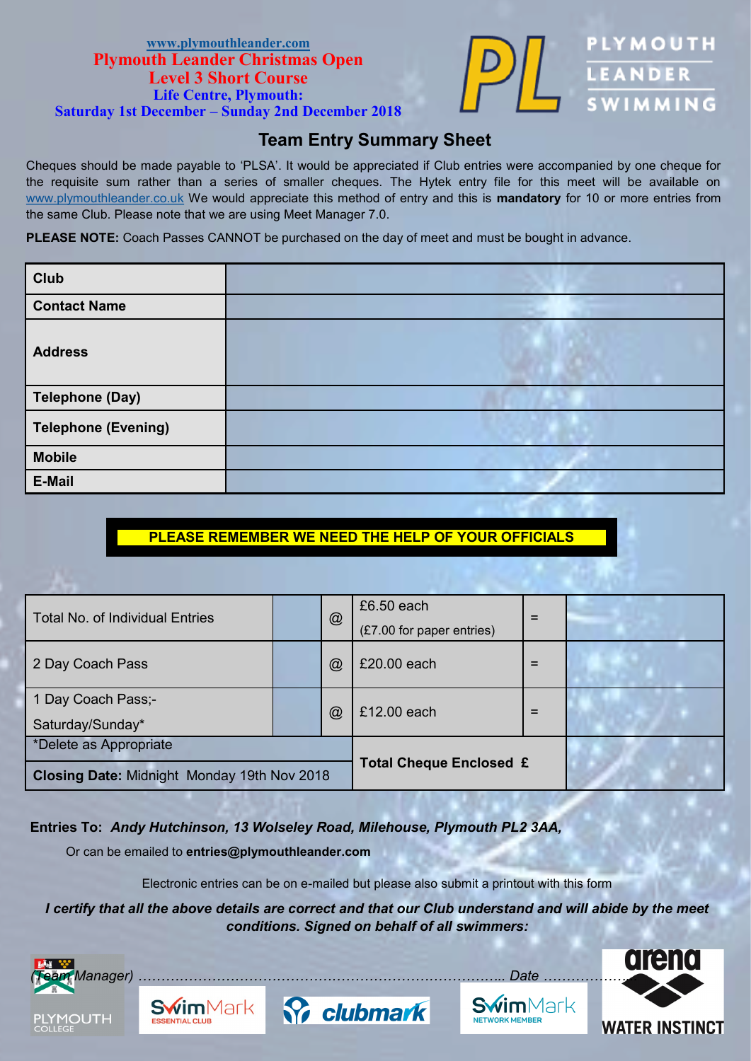www.plymouthleander.com

**Plymouth Leander Christmas Open**

**Level 3 Short Course**

**Life Centre, Plymouth:**

**Saturday 1st December – Sunday 2nd December 2018**

PLYMOUTH LEANDER SWIMMING

## Team Entry Summary Sheet

Cheques should be made payable to 'PLSA'. It would be appreciated if Club entries were accompanied by one cheque for the requisite sum rather than a series of smaller cheques. The Hytek entry file for this meet will be available on www.plymouthleander.co.uk We would appreciate this method of entry and this is **mandatory** for 10 or more entries from the same Club. Please note that we are using Meet Manager 7.0.

**PLEASE NOTE:** Coach Passes CANNOT be purchased on the day of meet and must be bought in advance.

| | |
|---|---|
| **Club** | |
| **Contact Name** | |
| **Address** | |
| **Telephone (Day)** | |
| **Telephone (Evening)** | |
| **Mobile** | |
| **E-Mail** | |

**PLEASE REMEMBER WE NEED THE HELP OF YOUR OFFICIALS**

| | | | | | |
|---|---|---|---|---|---|
| Total No. of Individual Entries | | @ | £6.50 each (£7.00 for paper entries) | = | |
| 2 Day Coach Pass | | @ | £20.00 each | = | |
| 1 Day Coach Pass;- Saturday/Sunday* | | @ | £12.00 each | = | |
| *Delete as Appropriate | | | **Total Cheque Enclosed £** | | |
| **Closing Date:** Midnight Monday 19th Nov 2018 | | | | | |

**Entries To:** ***Andy Hutchinson, 13 Wolseley Road, Milehouse, Plymouth PL2 3AA,***

Or can be emailed to **entries@plymouthleander.com**

Electronic entries can be on e-mailed but please also submit a printout with this form

***I certify that all the above details are correct and that our Club understand and will abide by the meet conditions. Signed on behalf of all swimmers:***

*(Team Manager)* …………………………………………………………………….. *Date* ………………